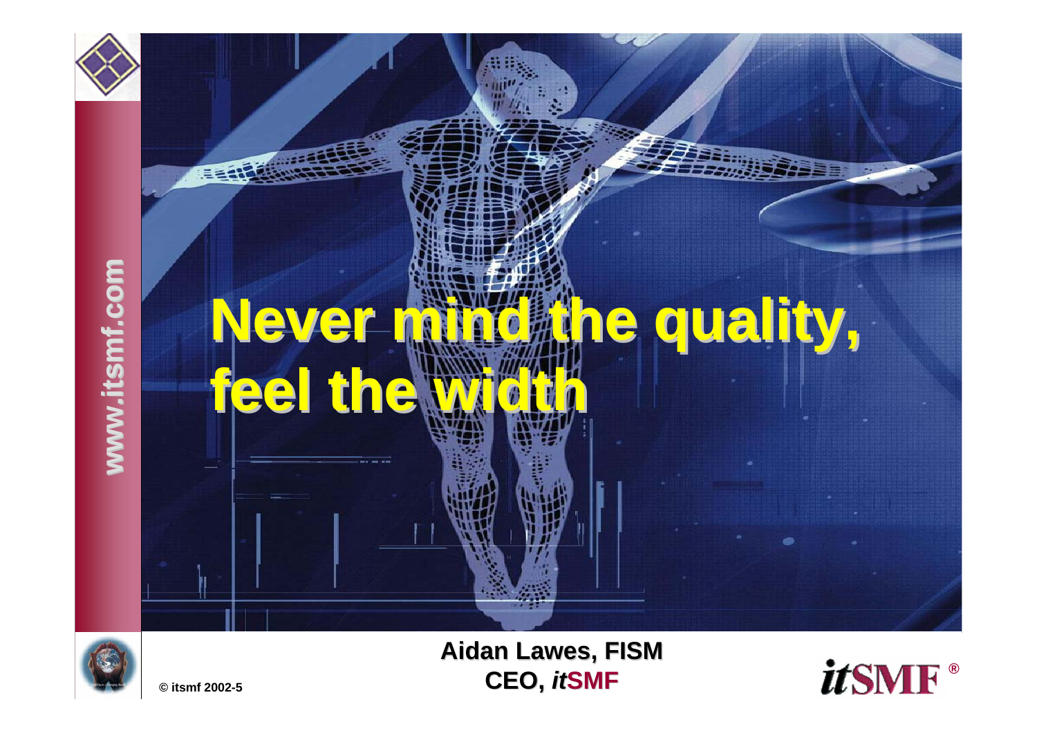# Never mind the quality, feel the width

**Aidan Lawes, FISM**

**CEO, *it*SMF**

© itsmf 2002-5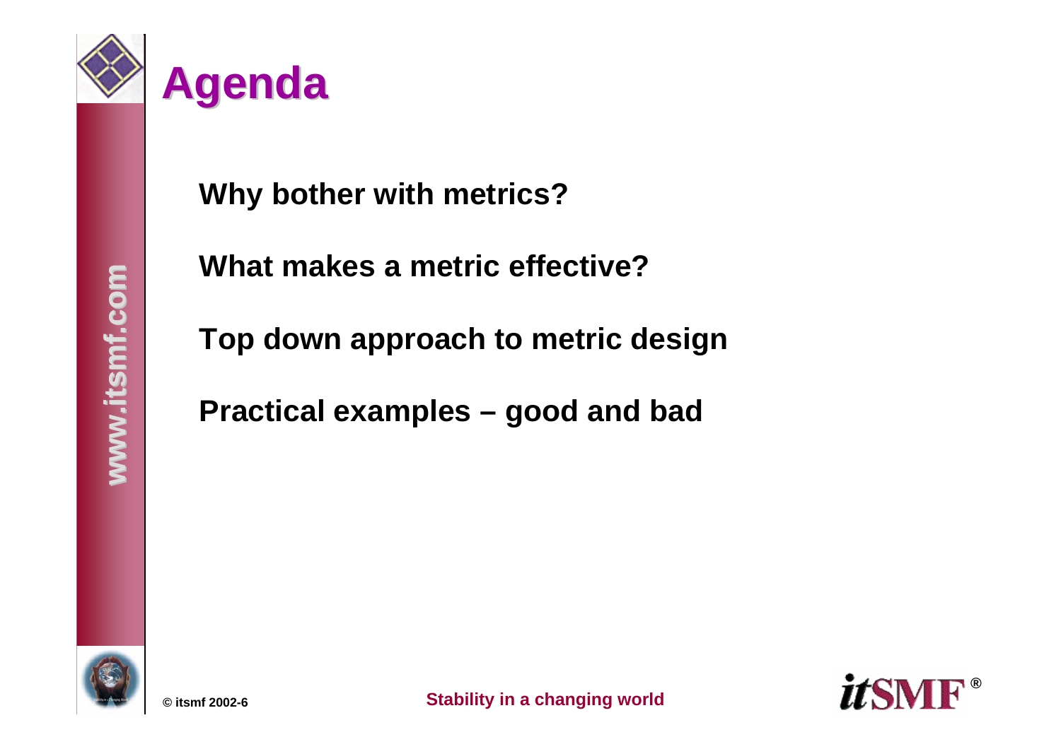# Agenda

Why bother with metrics?

What makes a metric effective?

Top down approach to metric design

Practical examples – good and bad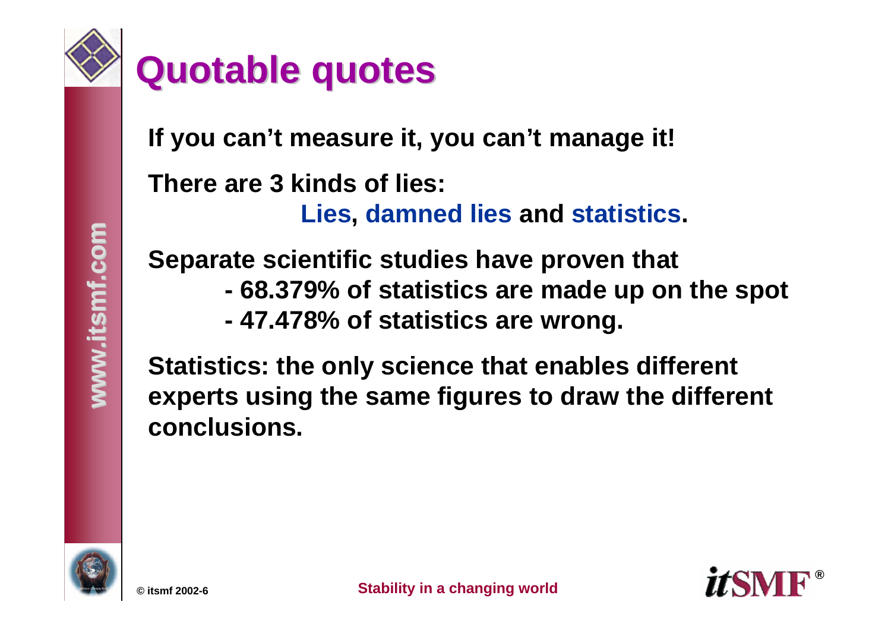# Quotable quotes

If you can't measure it, you can't manage it!

There are 3 kinds of lies:
Lies, damned lies and statistics.

Separate scientific studies have proven that
- 68.379% of statistics are made up on the spot
- 47.478% of statistics are wrong.

Statistics: the only science that enables different experts using the same figures to draw the different conclusions.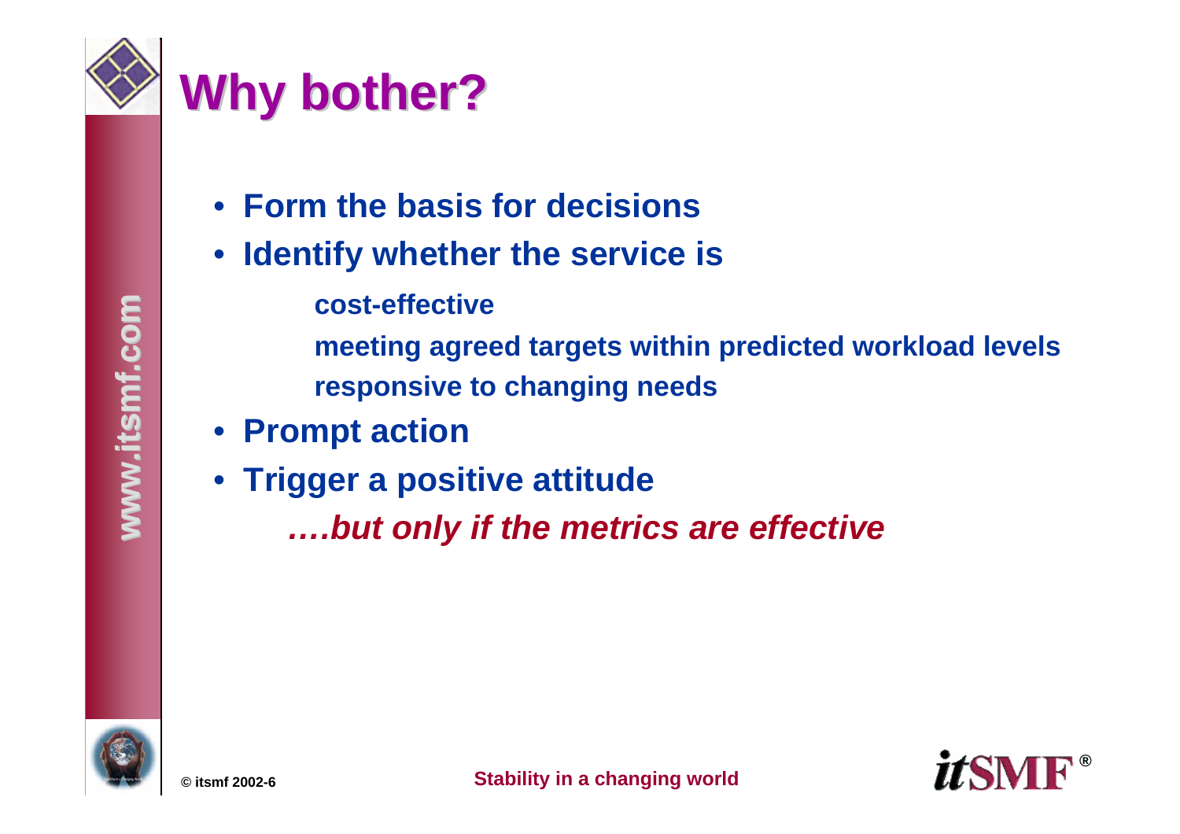# Why bother?

- **Form the basis for decisions**
- **Identify whether the service is**
  - **cost-effective**
  - **meeting agreed targets within predicted workload levels**
  - **responsive to changing needs**
- **Prompt action**
- **Trigger a positive attitude**

***….but only if the metrics are effective***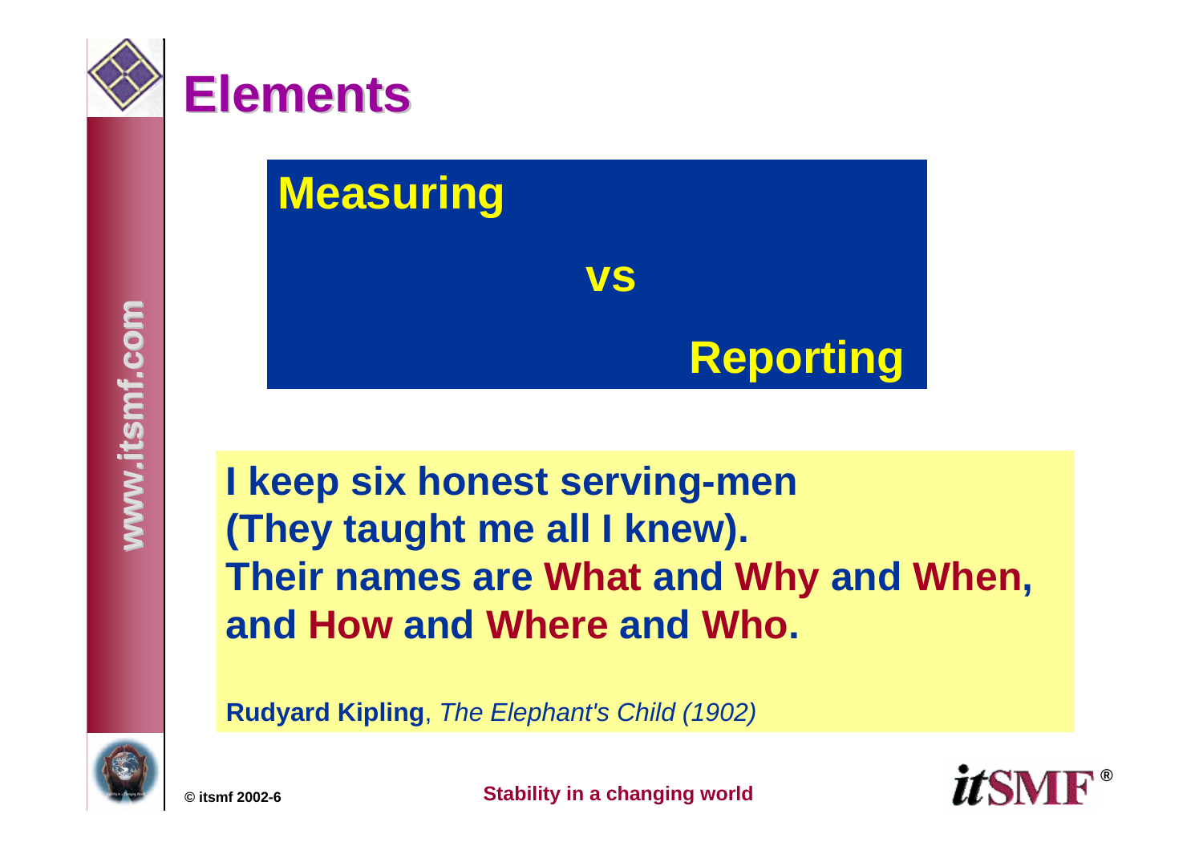# Elements

**Measuring**

**vs**

**Reporting**

**I keep six honest serving-men**
**(They taught me all I knew).**
**Their names are What and Why and When,**
**and How and Where and Who.**

**Rudyard Kipling**, *The Elephant's Child (1902)*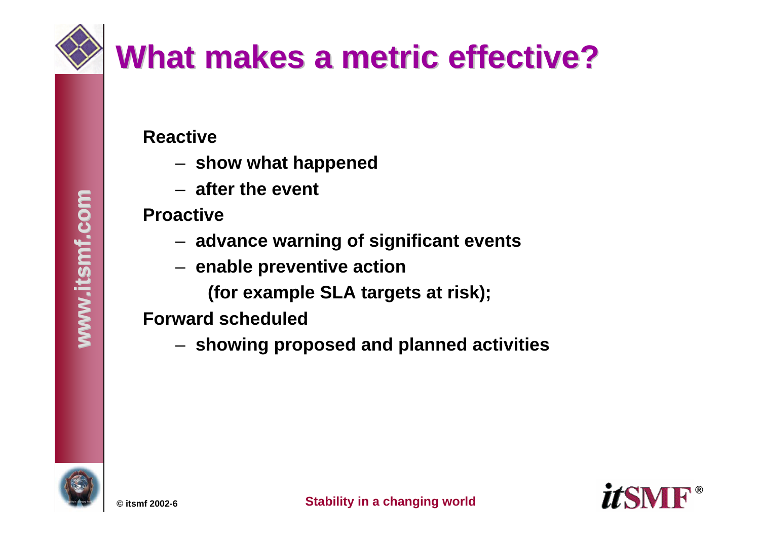# What makes a metric effective?

**Reactive**

- **show what happened**
- **after the event**

**Proactive**

- **advance warning of significant events**
- **enable preventive action**
  **(for example SLA targets at risk);**

**Forward scheduled**

- **showing proposed and planned activities**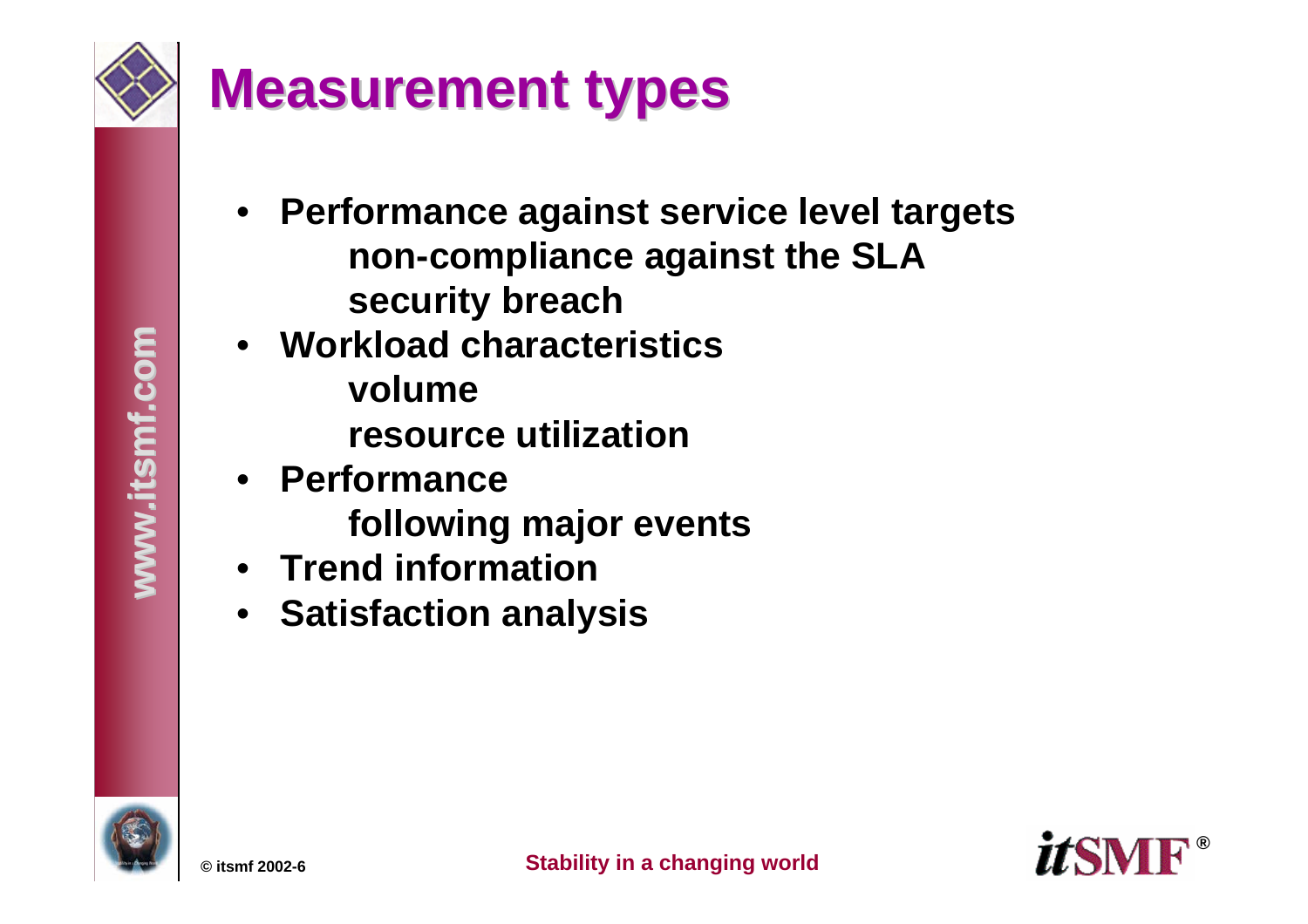# Measurement types

- **Performance against service level targets**
  - **non-compliance against the SLA**
  - **security breach**
- **Workload characteristics**
  - **volume**
  - **resource utilization**
- **Performance**
  - **following major events**
- **Trend information**
- **Satisfaction analysis**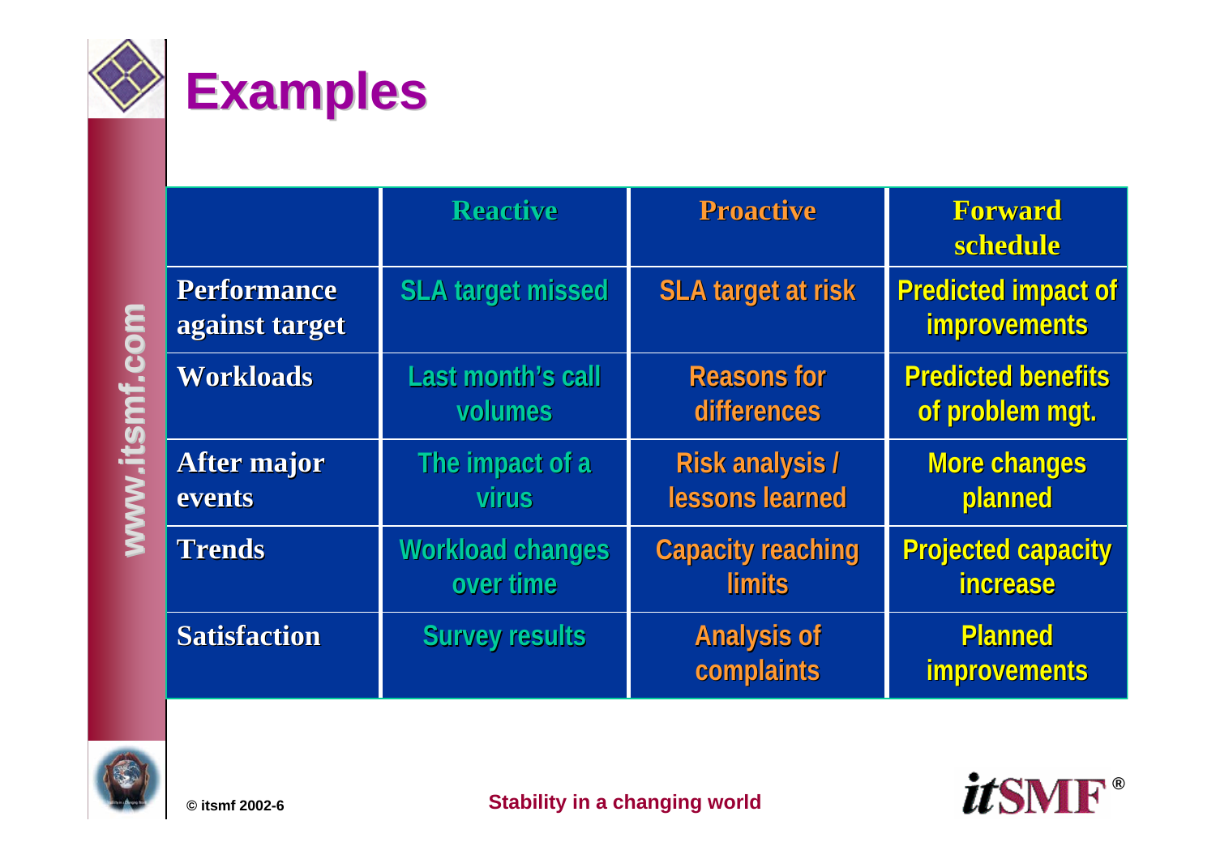# Examples

| | Reactive | Proactive | Forward schedule |
|---|---|---|---|
| **Performance against target** | SLA target missed | SLA target at risk | Predicted impact of improvements |
| **Workloads** | Last month's call volumes | Reasons for differences | Predicted benefits of problem mgt. |
| **After major events** | The impact of a virus | Risk analysis / lessons learned | More changes planned |
| **Trends** | Workload changes over time | Capacity reaching limits | Projected capacity increase |
| **Satisfaction** | Survey results | Analysis of complaints | Planned improvements |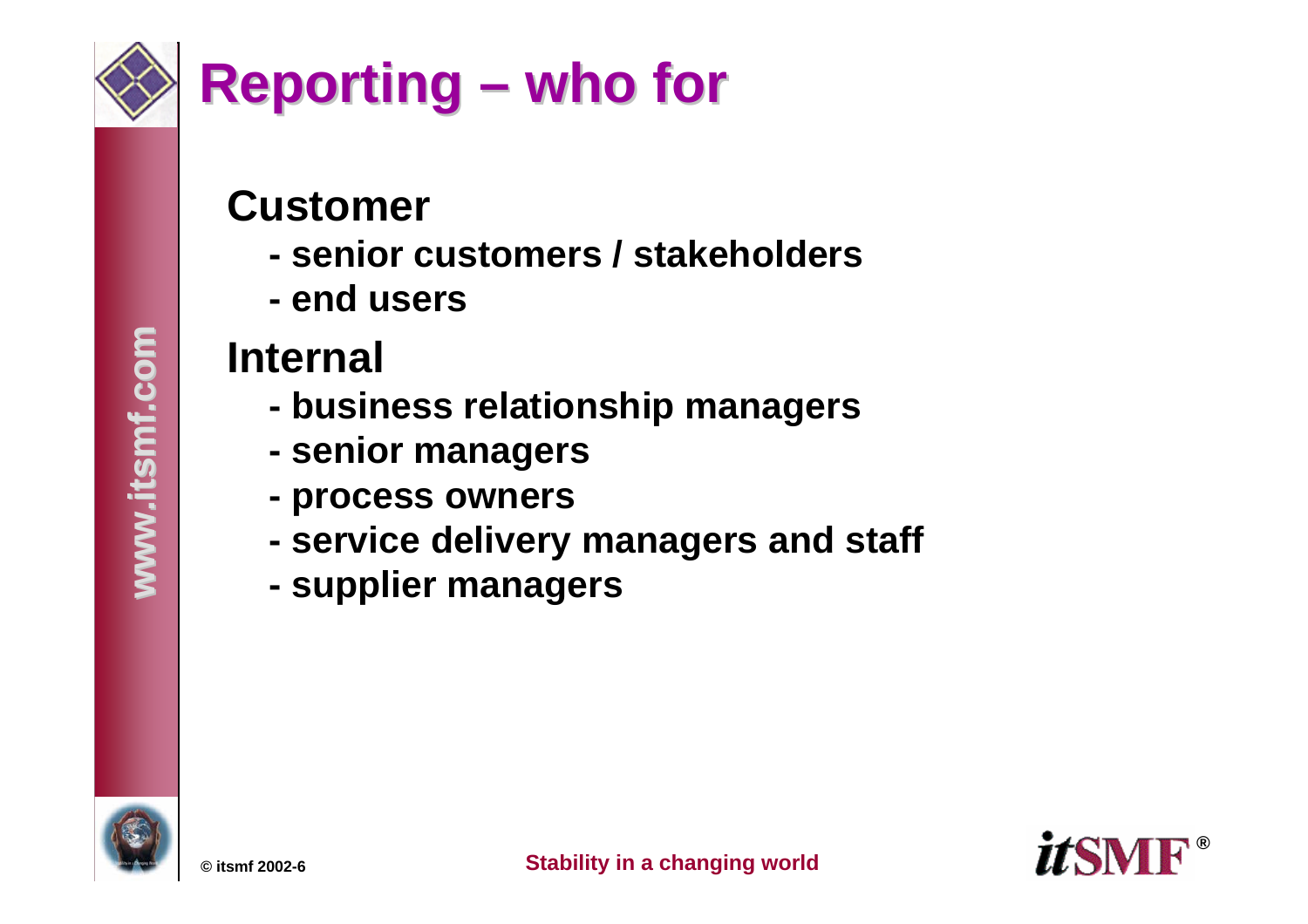# Reporting – who for

## Customer

- senior customers / stakeholders
- end users

## Internal

- business relationship managers
- senior managers
- process owners
- service delivery managers and staff
- supplier managers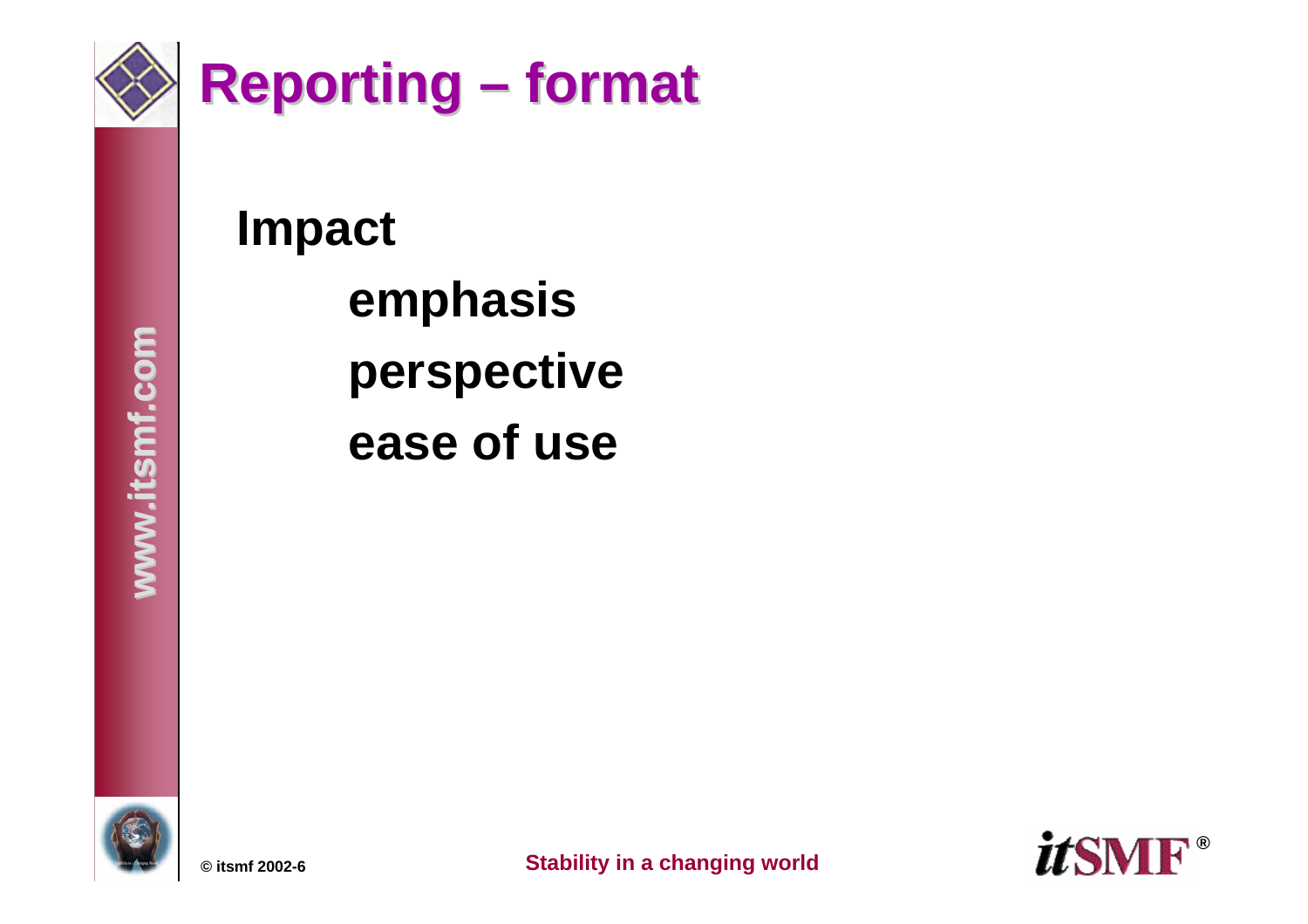# Reporting – format

**Impact**

- **emphasis**
- **perspective**
- **ease of use**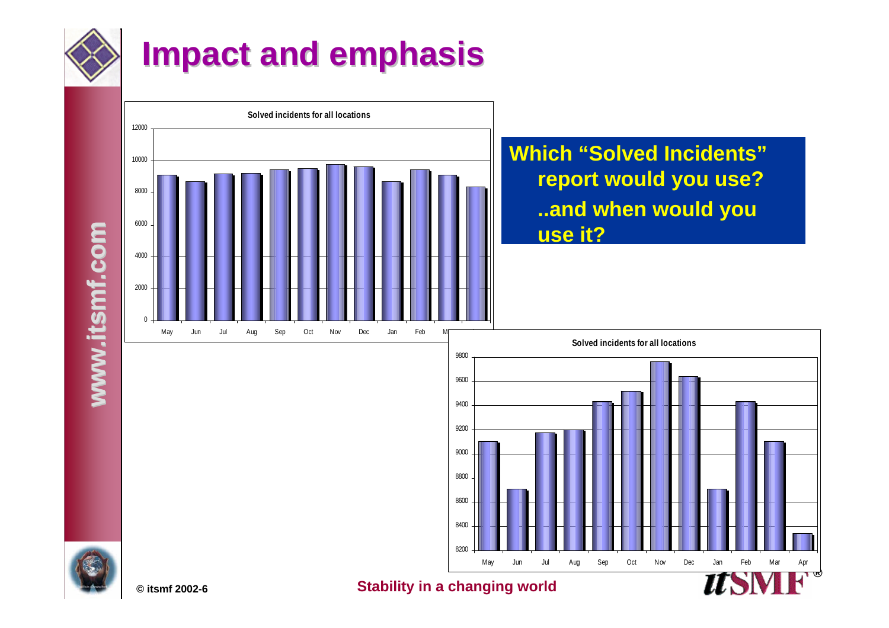# Impact and emphasis

Solved incidents for all locations

12000
10000
8000
6000
4000
2000
0

May Jun Jul Aug Sep Oct Nov Dec Jan Feb M

**Which "Solved Incidents" report would you use? ..and when would you use it?**

Solved incidents for all locations

9800
9600
9400
9200
9000
8800
8600
8400
8200

May Jun Jul Aug Sep Oct Nov Dec Jan Feb Mar Apr

© itsmf 2002-6

**Stability in a changing world**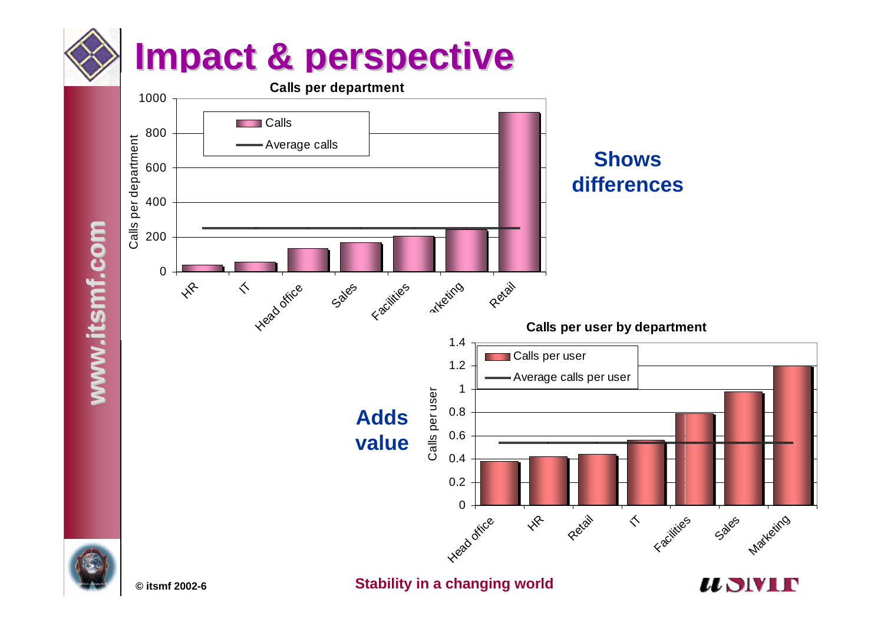# Impact & perspective

**Calls per department**

Calls per department

1000
800
600
400
200
0

Calls
Average calls

HR
IT
Head office
Sales
Facilities
Marketing
Retail

**Shows differences**

**Calls per user by department**

Calls per user

1.4
1.2
1
0.8
0.6
0.4
0.2
0

Calls per user
Average calls per user

Head office
HR
Retail
IT
Facilities
Sales
Marketing

**Adds value**

**Stability in a changing world**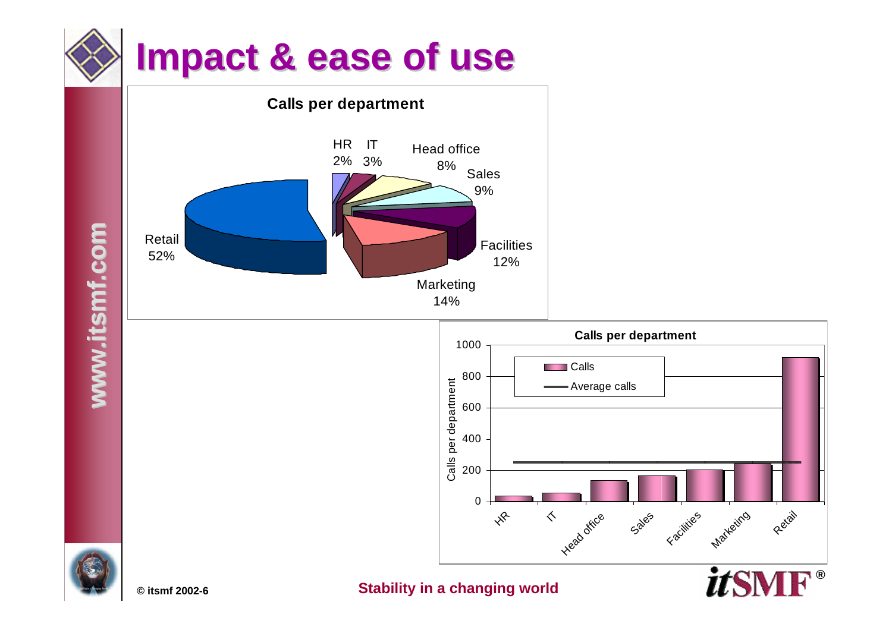# Impact & ease of use

**Calls per department**

HR 2%
IT 3%
Head office 8%
Sales 9%
Facilities 12%
Marketing 14%
Retail 52%

**Calls per department**

Calls
Average calls

Calls per department

1000
800
600
400
200
0

HR
IT
Head office
Sales
Facilities
Marketing
Retail

**Stability in a changing world**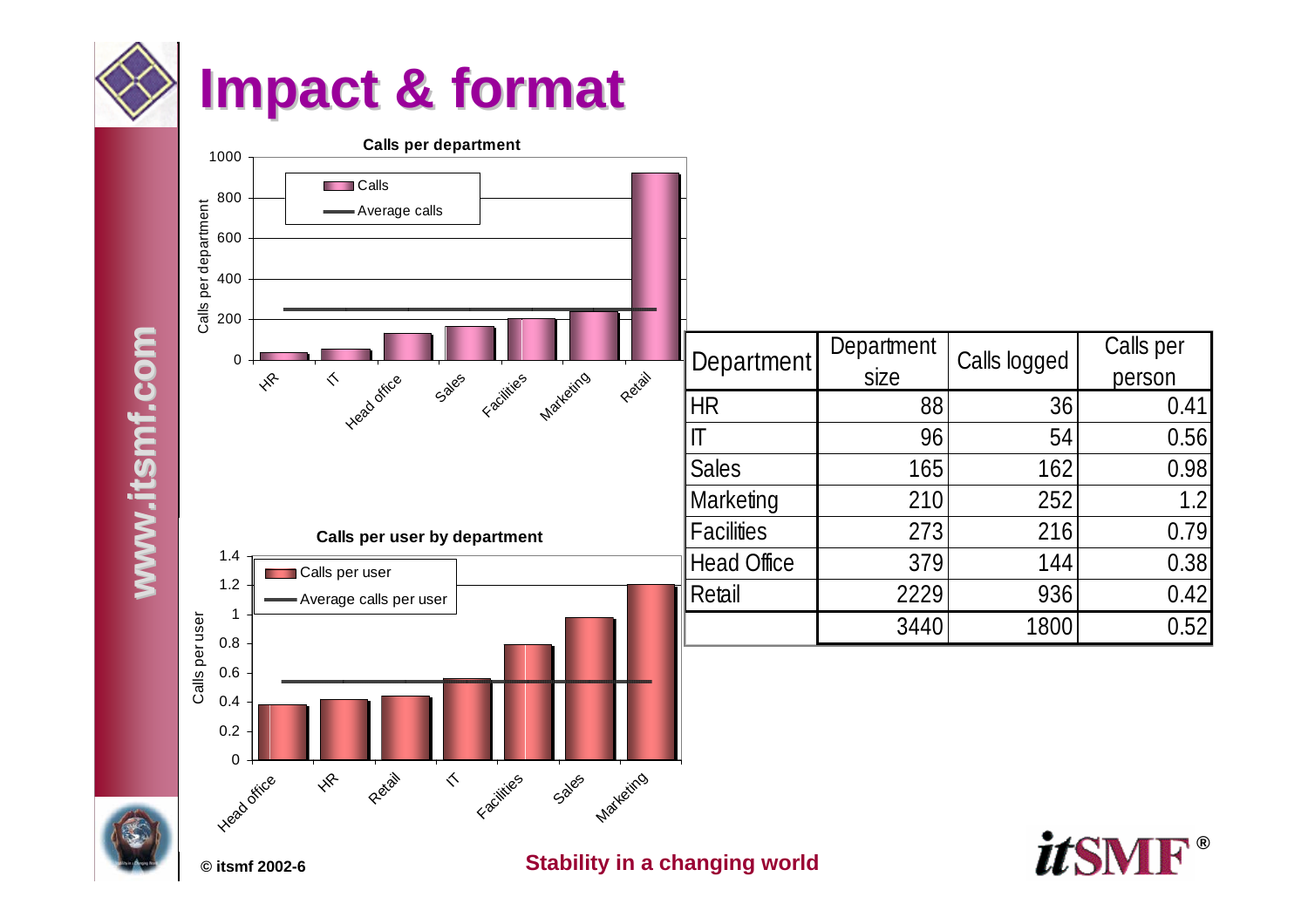# Impact & format

Calls per department

1000
800
600
400
200
0

Calls per department

Calls
Average calls

HR
IT
Head office
Sales
Facilities
Marketing
Retail

Calls per user by department

1.4
1.2
1
0.8
0.6
0.4
0.2
0

Calls per user

Calls per user
Average calls per user

Head office
HR
Retail
IT
Facilities
Sales
Marketing

| Department | Department size | Calls logged | Calls per person |
|---|---|---|---|
| HR | 88 | 36 | 0.41 |
| IT | 96 | 54 | 0.56 |
| Sales | 165 | 162 | 0.98 |
| Marketing | 210 | 252 | 1.2 |
| Facilities | 273 | 216 | 0.79 |
| Head Office | 379 | 144 | 0.38 |
| Retail | 2229 | 936 | 0.42 |
| | 3440 | 1800 | 0.52 |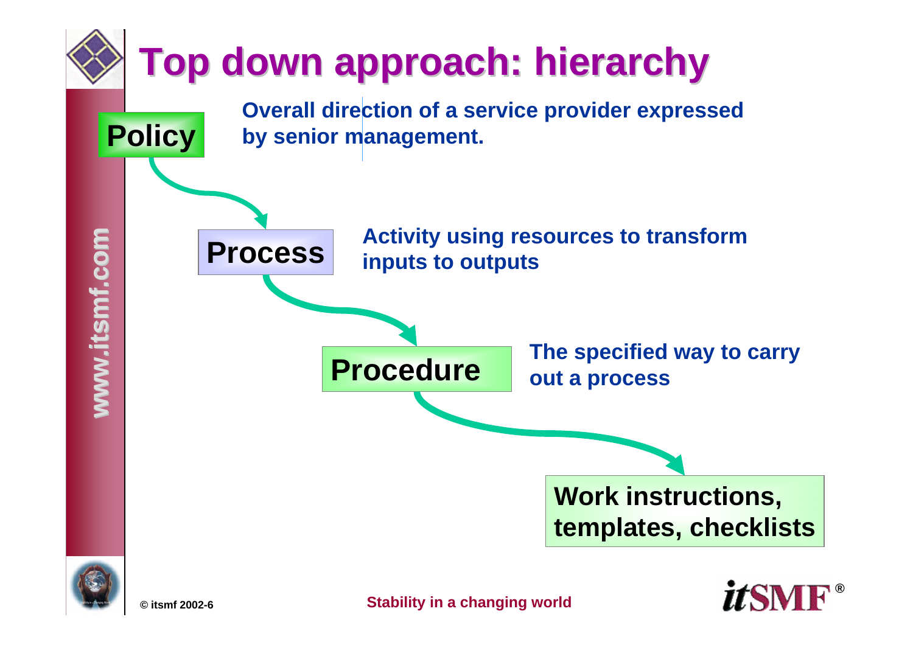# Top down approach: hierarchy

**Policy**

Overall direction of a service provider expressed by senior management.

**Process**

Activity using resources to transform inputs to outputs

**Procedure**

The specified way to carry out a process

**Work instructions, templates, checklists**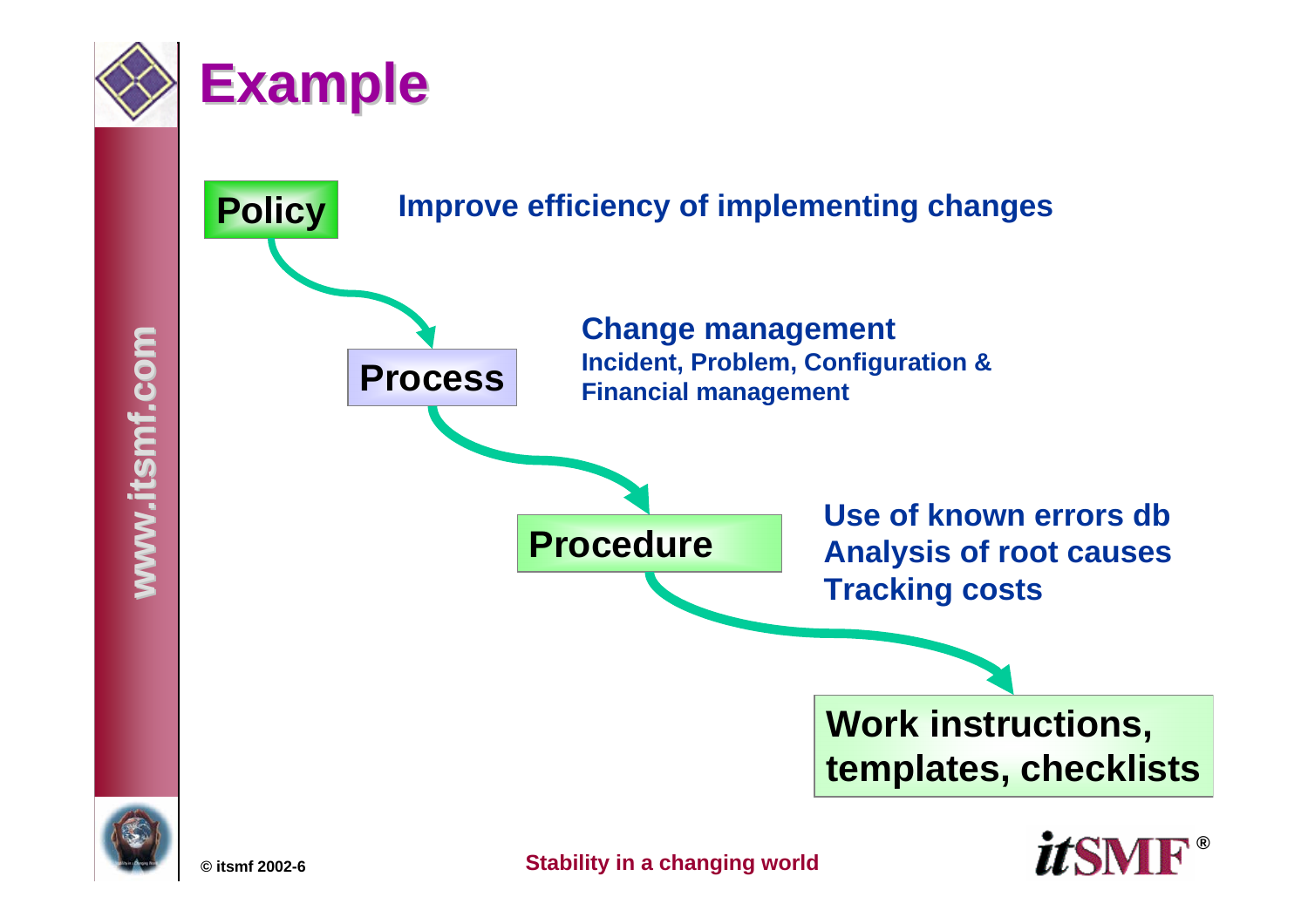# Example

**Policy**

Improve efficiency of implementing changes

**Process**

**Change management**
Incident, Problem, Configuration & Financial management

**Procedure**

Use of known errors db
Analysis of root causes
Tracking costs

**Work instructions, templates, checklists**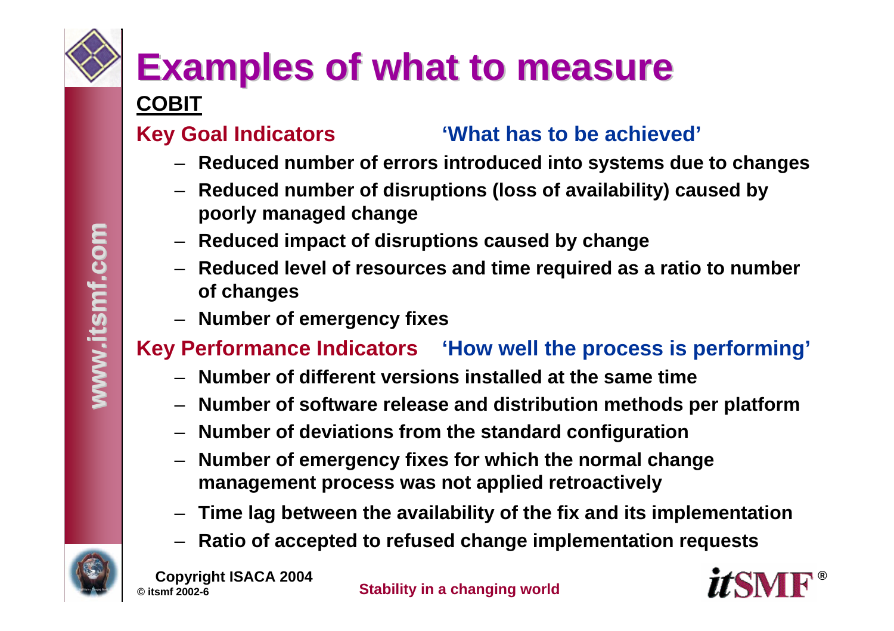# Examples of what to measure

**COBIT**

**Key Goal Indicators** **'What has to be achieved'**

- Reduced number of errors introduced into systems due to changes
- Reduced number of disruptions (loss of availability) caused by poorly managed change
- Reduced impact of disruptions caused by change
- Reduced level of resources and time required as a ratio to number of changes
- Number of emergency fixes

**Key Performance Indicators** **'How well the process is performing'**

- Number of different versions installed at the same time
- Number of software release and distribution methods per platform
- Number of deviations from the standard configuration
- Number of emergency fixes for which the normal change management process was not applied retroactively
- Time lag between the availability of the fix and its implementation
- Ratio of accepted to refused change implementation requests

Copyright ISACA 2004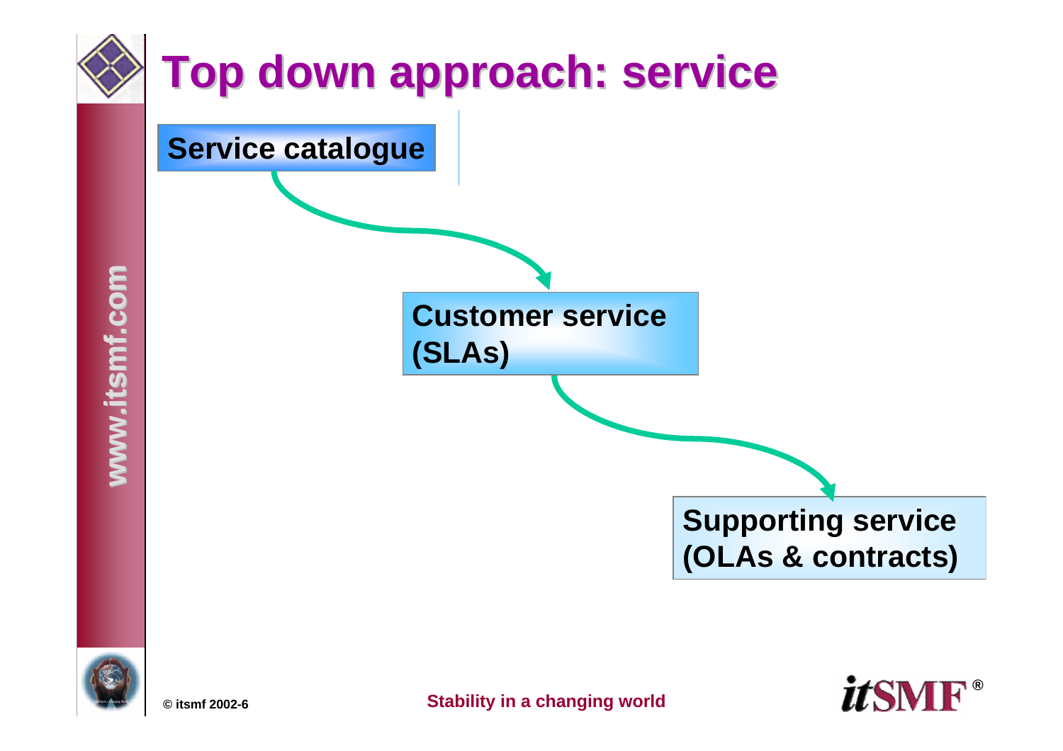# Top down approach: service

Service catalogue

Customer service (SLAs)

Supporting service (OLAs & contracts)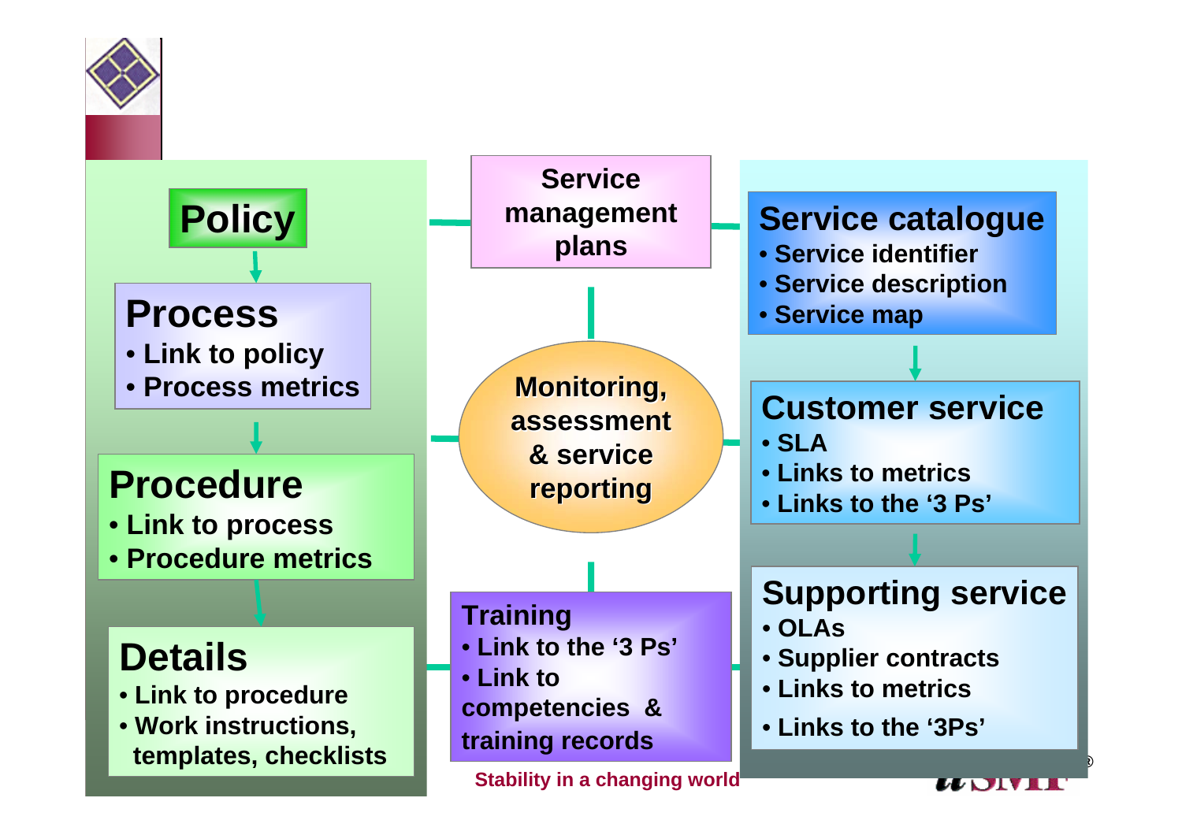## Policy

## Process
- Link to policy
- Process metrics

## Procedure
- Link to process
- Procedure metrics

## Details
- Link to procedure
- Work instructions, templates, checklists

## Service management plans

## Monitoring, assessment & service reporting

## Training
- Link to the '3 Ps'
- Link to competencies & training records

## Service catalogue
- Service identifier
- Service description
- Service map

## Customer service
- SLA
- Links to metrics
- Links to the '3 Ps'

## Supporting service
- OLAs
- Supplier contracts
- Links to metrics
- Links to the '3Ps'

Stability in a changing world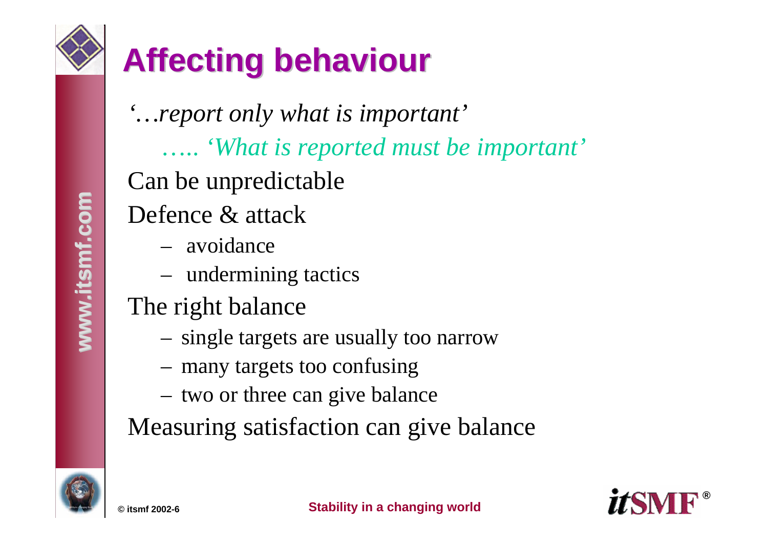# Affecting behaviour

*'…report only what is important'*

*….. 'What is reported must be important'*

Can be unpredictable

Defence & attack

- avoidance
- undermining tactics

The right balance

- single targets are usually too narrow
- many targets too confusing
- two or three can give balance

Measuring satisfaction can give balance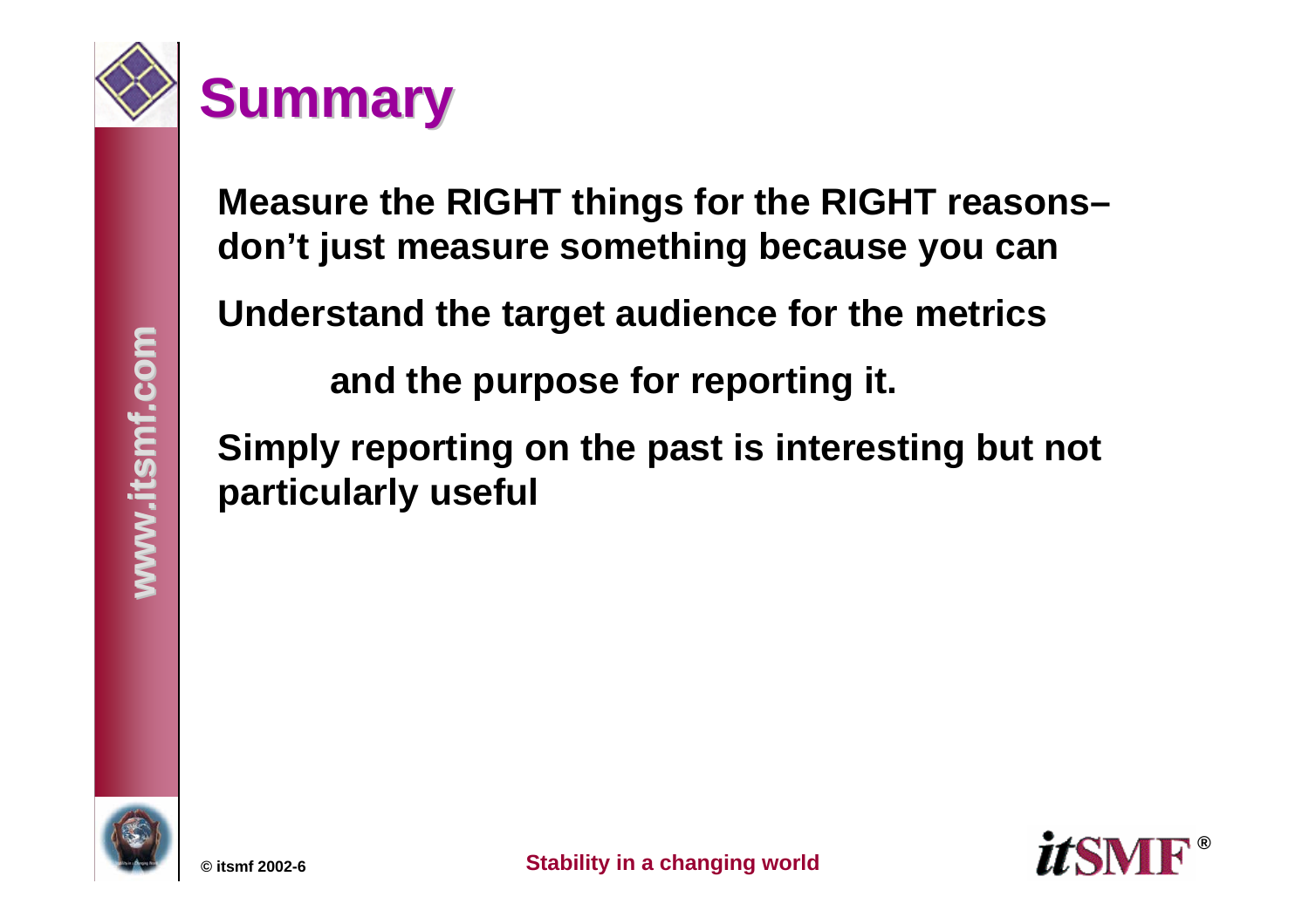# Summary

Measure the RIGHT things for the RIGHT reasons– don't just measure something because you can

Understand the target audience for the metrics

and the purpose for reporting it.

Simply reporting on the past is interesting but not particularly useful